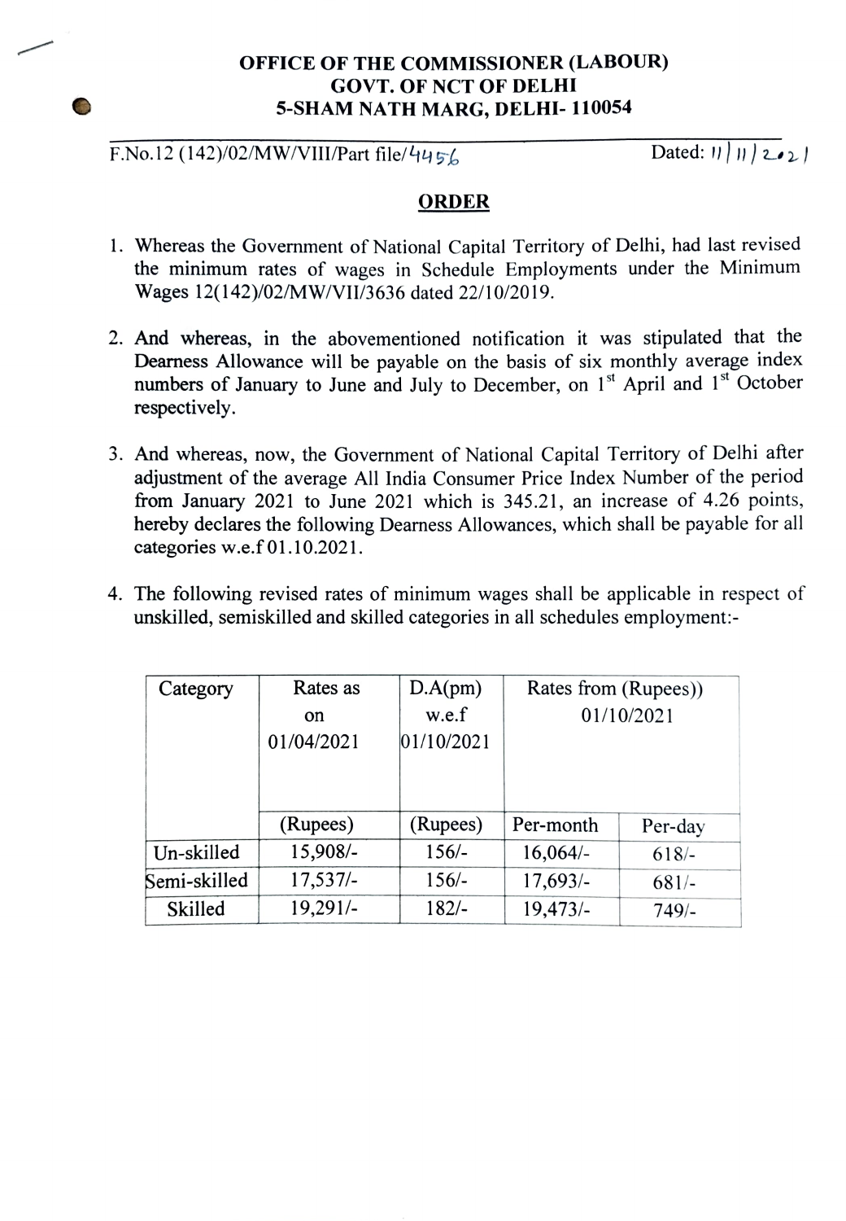**OFFICE OF THE COMMISSIONER (LABOUR)**
**GOVT. OF NCT OF DELHI**
**5-SHAM NATH MARG, DELHI- 110054**

F.No.12 (142)/02/MW/VIII/Part file/4456 Dated: 11/11/2021

## ORDER

1. Whereas the Government of National Capital Territory of Delhi, had last revised the minimum rates of wages in Schedule Employments under the Minimum Wages 12(142)/02/MW/VII/3636 dated 22/10/2019.

2. And whereas, in the abovementioned notification it was stipulated that the Dearness Allowance will be payable on the basis of six monthly average index numbers of January to June and July to December, on 1st April and 1st October respectively.

3. And whereas, now, the Government of National Capital Territory of Delhi after adjustment of the average All India Consumer Price Index Number of the period from January 2021 to June 2021 which is 345.21, an increase of 4.26 points, hereby declares the following Dearness Allowances, which shall be payable for all categories w.e.f 01.10.2021.

4. The following revised rates of minimum wages shall be applicable in respect of unskilled, semiskilled and skilled categories in all schedules employment:-

| Category | Rates as on 01/04/2021 | D.A(pm) w.e.f 01/10/2021 | Rates from (Rupees)) 01/10/2021 | |
|---|---|---|---|---|
| | (Rupees) | (Rupees) | Per-month | Per-day |
| Un-skilled | 15,908/- | 156/- | 16,064/- | 618/- |
| Semi-skilled | 17,537/- | 156/- | 17,693/- | 681/- |
| Skilled | 19,291/- | 182/- | 19,473/- | 749/- |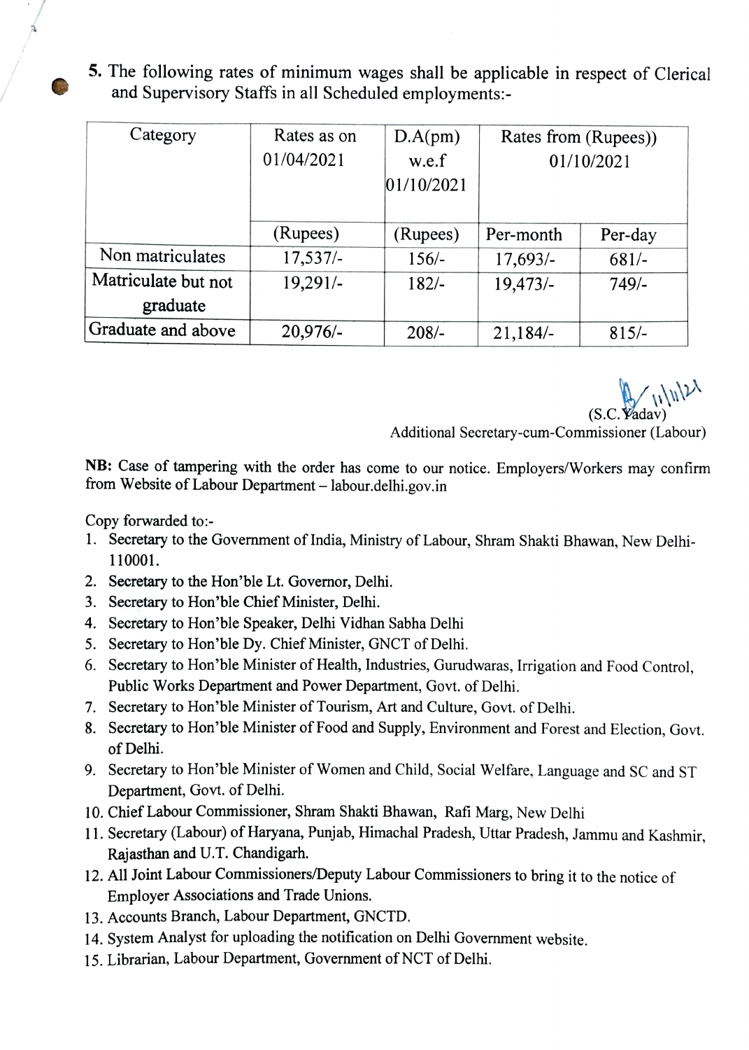5. The following rates of minimum wages shall be applicable in respect of Clerical and Supervisory Staffs in all Scheduled employments:-

| Category | Rates as on 01/04/2021 | D.A(pm) w.e.f 01/10/2021 | Rates from (Rupees)) 01/10/2021 | |
|---|---|---|---|---|
| | (Rupees) | (Rupees) | Per-month | Per-day |
| Non matriculates | 17,537/- | 156/- | 17,693/- | 681/- |
| Matriculate but not graduate | 19,291/- | 182/- | 19,473/- | 749/- |
| Graduate and above | 20,976/- | 208/- | 21,184/- | 815/- |

11/11/21
(S.C. Yadav)
Additional Secretary-cum-Commissioner (Labour)

**NB:** Case of tampering with the order has come to our notice. Employers/Workers may confirm from Website of Labour Department – labour.delhi.gov.in

Copy forwarded to:-

1. Secretary to the Government of India, Ministry of Labour, Shram Shakti Bhawan, New Delhi-110001.
2. Secretary to the Hon'ble Lt. Governor, Delhi.
3. Secretary to Hon'ble Chief Minister, Delhi.
4. Secretary to Hon'ble Speaker, Delhi Vidhan Sabha Delhi
5. Secretary to Hon'ble Dy. Chief Minister, GNCT of Delhi.
6. Secretary to Hon'ble Minister of Health, Industries, Gurudwaras, Irrigation and Food Control, Public Works Department and Power Department, Govt. of Delhi.
7. Secretary to Hon'ble Minister of Tourism, Art and Culture, Govt. of Delhi.
8. Secretary to Hon'ble Minister of Food and Supply, Environment and Forest and Election, Govt. of Delhi.
9. Secretary to Hon'ble Minister of Women and Child, Social Welfare, Language and SC and ST Department, Govt. of Delhi.
10. Chief Labour Commissioner, Shram Shakti Bhawan, Rafi Marg, New Delhi
11. Secretary (Labour) of Haryana, Punjab, Himachal Pradesh, Uttar Pradesh, Jammu and Kashmir, Rajasthan and U.T. Chandigarh.
12. All Joint Labour Commissioners/Deputy Labour Commissioners to bring it to the notice of Employer Associations and Trade Unions.
13. Accounts Branch, Labour Department, GNCTD.
14. System Analyst for uploading the notification on Delhi Government website.
15. Librarian, Labour Department, Government of NCT of Delhi.